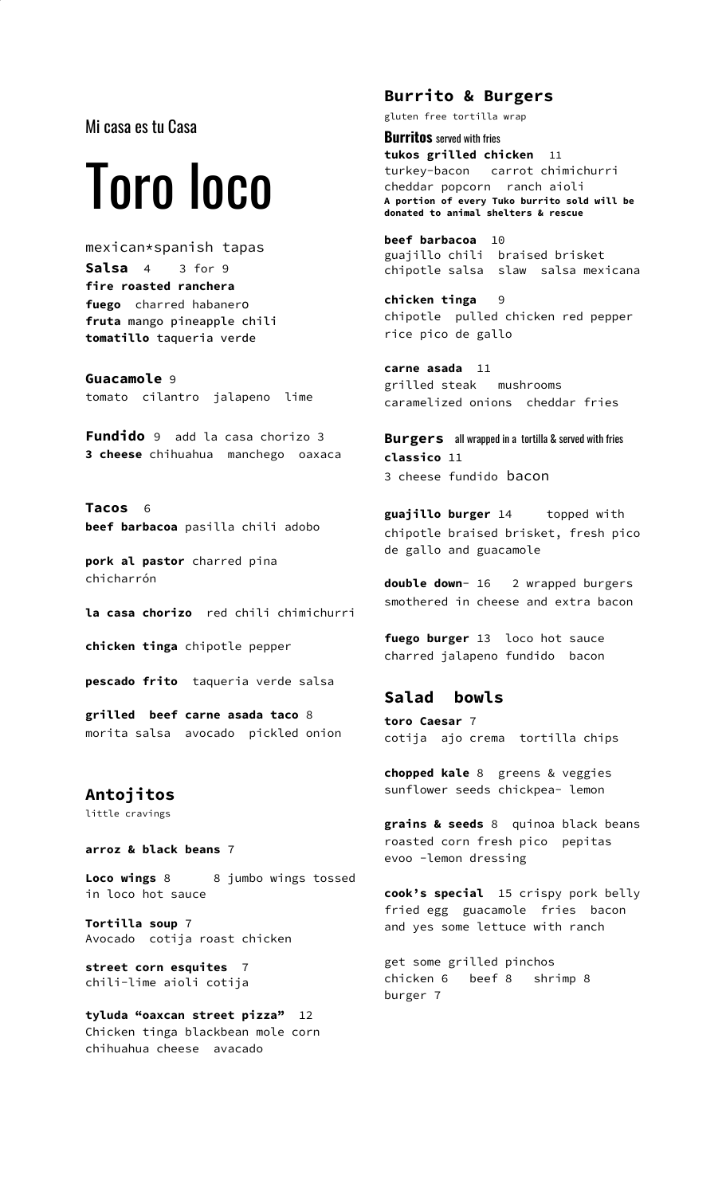Mi casa es tu Casa

# Toro loco

mexican*spanish tapas

**Salsa** 4   3 for 9

**fire roasted ranchera**

**fuego** charred habanero

**fruta** mango pineapple chili

**tomatillo** taqueria verde

**Guacamole** 9

tomato cilantro jalapeno lime

**Fundido** 9 add la casa chorizo 3

**3 cheese** chihuahua manchego oaxaca

**Tacos** 6

**beef barbacoa** pasilla chili adobo

**pork al pastor** charred pina chicharrón

**la casa chorizo** red chili chimichurri

**chicken tinga** chipotle pepper

**pescado frito** taqueria verde salsa

**grilled beef carne asada taco** 8

morita salsa avocado pickled onion

## Antojitos

little cravings

**arroz & black beans** 7

**Loco wings** 8   8 jumbo wings tossed in loco hot sauce

**Tortilla soup** 7

Avocado cotija roast chicken

**street corn esquites** 7

chili-lime aioli cotija

**tyluda "oaxcan street pizza"** 12

Chicken tinga blackbean mole corn chihuahua cheese avacado

## Burrito & Burgers

gluten free tortilla wrap

**Burritos** served with fries

**tukos grilled chicken** 11

turkey-bacon carrot chimichurri cheddar popcorn ranch aioli

**A portion of every Tuko burrito sold will be donated to animal shelters & rescue**

**beef barbacoa** 10

guajillo chili braised brisket chipotle salsa slaw salsa mexicana

**chicken tinga** 9

chipotle pulled chicken red pepper rice pico de gallo

**carne asada** 11

grilled steak mushrooms caramelized onions cheddar fries

**Burgers** all wrapped in a tortilla & served with fries

**classico** 11

3 cheese fundido bacon

**guajillo burger** 14   topped with chipotle braised brisket, fresh pico de gallo and guacamole

**double down**- 16   2 wrapped burgers smothered in cheese and extra bacon

**fuego burger** 13 loco hot sauce charred jalapeno fundido bacon

## Salad bowls

**toro Caesar** 7

cotija ajo crema tortilla chips

**chopped kale** 8 greens & veggies sunflower seeds chickpea- lemon

**grains & seeds** 8 quinoa black beans roasted corn fresh pico pepitas evoo -lemon dressing

**cook's special** 15 crispy pork belly fried egg guacamole fries bacon and yes some lettuce with ranch

get some grilled pinchos

chicken 6   beef 8   shrimp 8

burger 7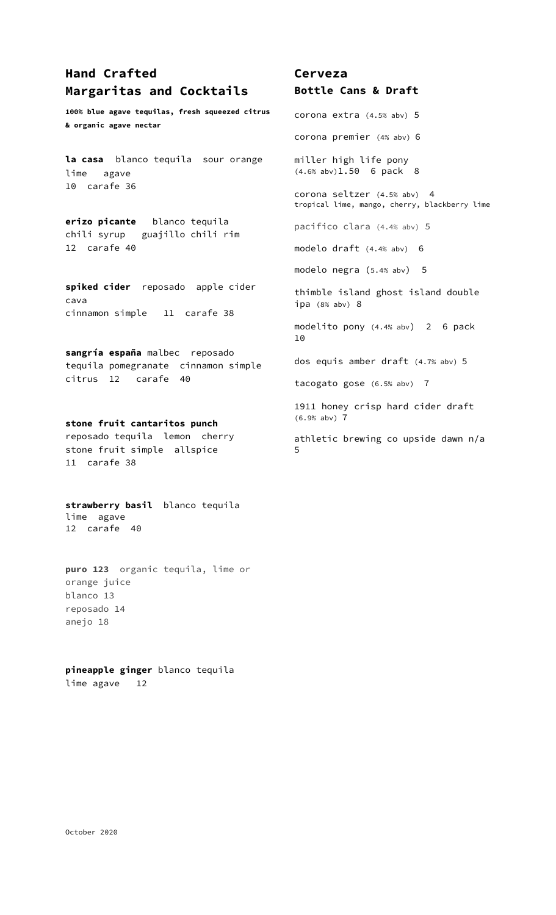## Hand Crafted Margaritas and Cocktails

**100% blue agave tequilas, fresh squeezed citrus & organic agave nectar**

**la casa** blanco tequila sour orange lime agave
10 carafe 36

**erizo picante** blanco tequila chili syrup guajillo chili rim
12 carafe 40

**spiked cider** reposado apple cider cava
cinnamon simple 11 carafe 38

**sangría españa** malbec reposado tequila pomegranate cinnamon simple citrus 12 carafe 40

**stone fruit cantaritos punch**
reposado tequila lemon cherry stone fruit simple allspice
11 carafe 38

**strawberry basil** blanco tequila lime agave
12 carafe 40

**puro 123** organic tequila, lime or orange juice
blanco 13
reposado 14
anejo 18

**pineapple ginger** blanco tequila lime agave 12

## Cerveza

### Bottle Cans & Draft

corona extra (4.5% abv) 5

corona premier (4% abv) 6

miller high life pony (4.6% abv) 1.50 6 pack 8

corona seltzer (4.5% abv) 4
tropical lime, mango, cherry, blackberry lime

pacifico clara (4.4% abv) 5

modelo draft (4.4% abv) 6

modelo negra (5.4% abv) 5

thimble island ghost island double ipa (8% abv) 8

modelito pony (4.4% abv) 2 6 pack 10

dos equis amber draft (4.7% abv) 5

tacogato gose (6.5% abv) 7

1911 honey crisp hard cider draft (6.9% abv) 7

athletic brewing co upside dawn n/a 5

October 2020